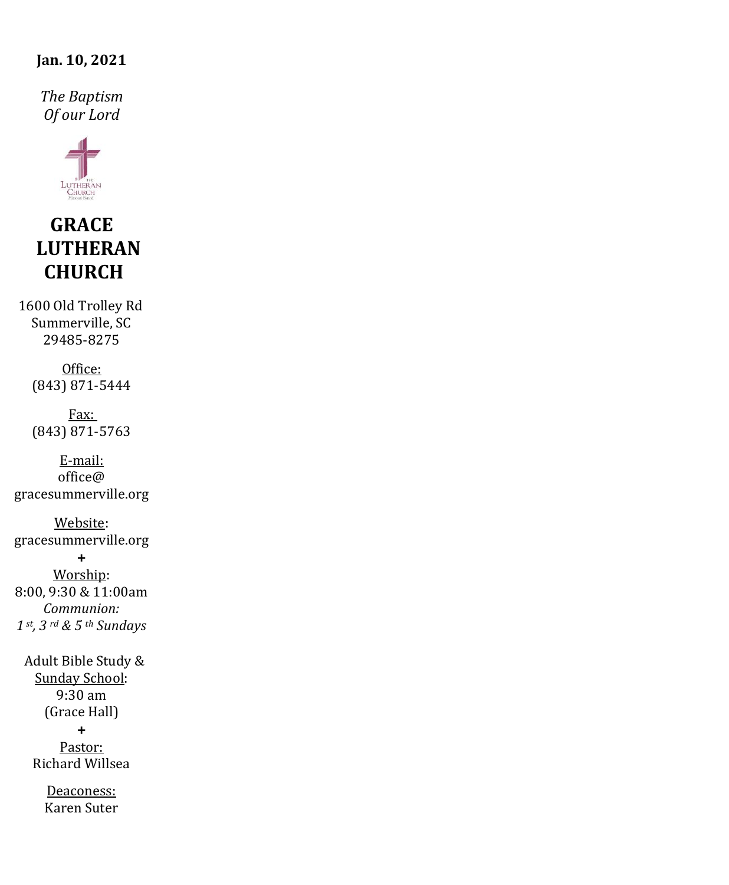**Jan. 10, 2021**

*The Baptism Of our Lord*

# GRACE LUTHERAN CHURCH

1600 Old Trolley Rd
Summerville, SC
29485-8275

Office:
(843) 871-5444

Fax:
(843) 871-5763

E-mail:
office@
gracesummerville.org

Website:
gracesummerville.org

**+**

Worship:
8:00, 9:30 & 11:00am
*Communion:*
*1st, 3rd & 5th Sundays*

Adult Bible Study &
Sunday School:
9:30 am
(Grace Hall)

**+**

Pastor:
Richard Willsea

Deaconess:
Karen Suter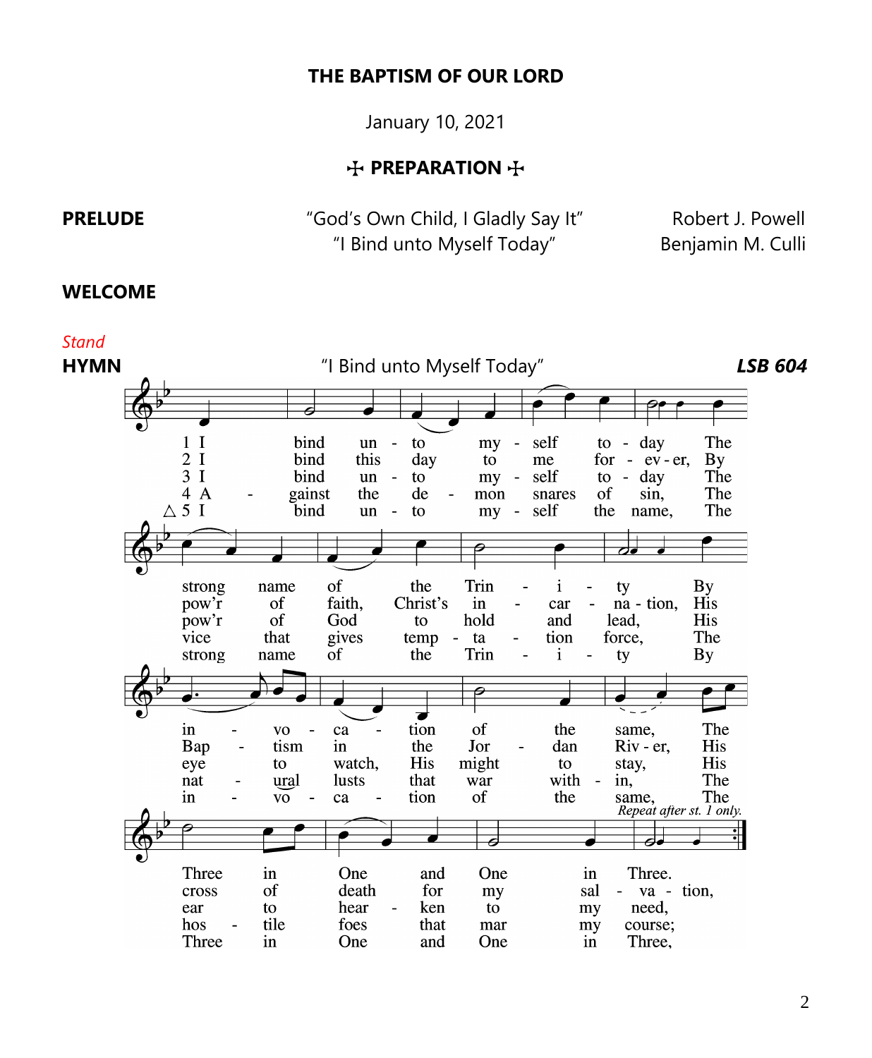# THE BAPTISM OF OUR LORD

January 10, 2021

## ✠ PREPARATION ✠

**PRELUDE** "God's Own Child, I Gladly Say It" Robert J. Powell
"I Bind unto Myself Today" Benjamin M. Culli

**WELCOME**

*Stand*

**HYMN** "I Bind unto Myself Today" ***LSB 604***

1 I bind unto myself today
The strong name of the Trinity
By invocation of the same,
The Three in One and One in Three.
*Repeat after st. 1 only.*

2 I bind this day to me forever,
By pow'r of faith, Christ's incarnation,
His Baptism in the Jordan River,
His cross of death for my salvation,

3 I bind unto myself today
The pow'r of God to hold and lead,
His eye to watch, His might to stay,
His ear to hearken to my need,

4 Against the demon snares of sin,
The vice that gives temptation force,
The natural lusts that war within,
The hostile foes that mar my course;

△ 5 I bind unto myself the name,
The strong name of the Trinity
By invocation of the same,
The Three in One and One in Three,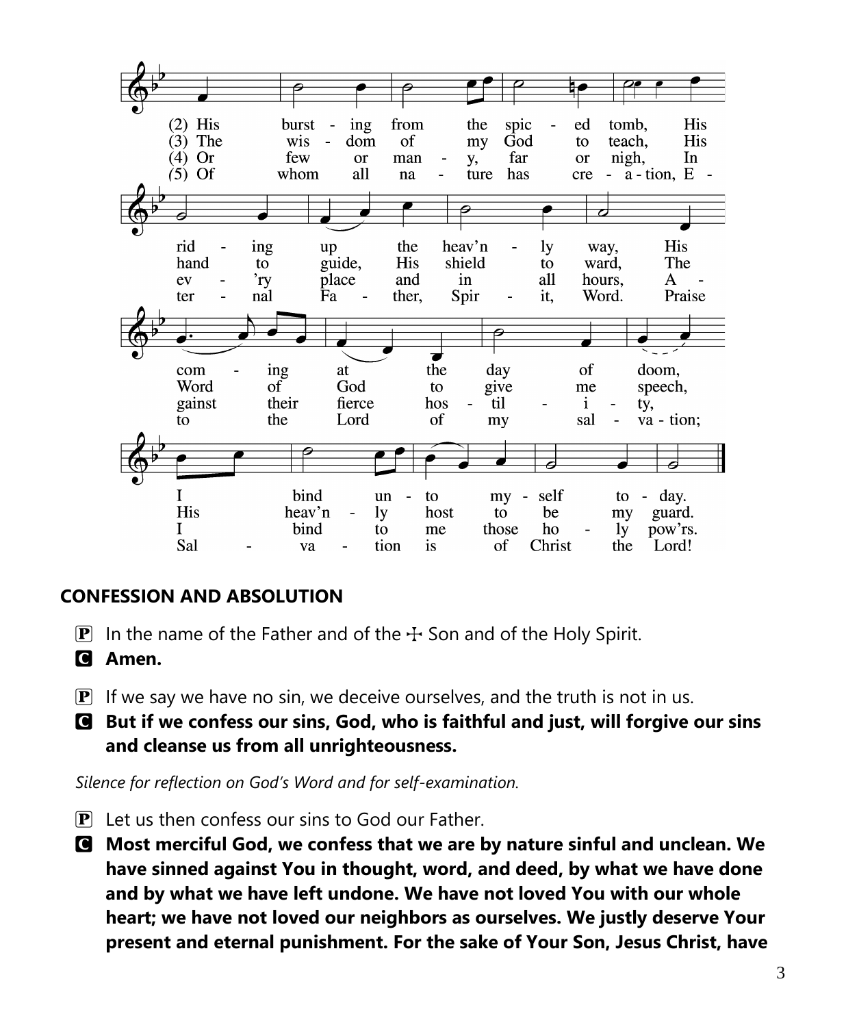(2) His bursting from the spiced tomb, His riding up the heav'nly way, His coming at the day of doom, I bind unto myself today.

(3) The wisdom of my God to teach, His hand to guide, His shield to ward, The Word of God to give me speech, His heav'nly host to be my guard.

(4) Or few or many, far or nigh, In ev'ry place and in all hours, Against their fierce hostility, I bind to me those holy pow'rs.

(5) Of whom all nature has creation, Eternal Father, Spirit, Word. Praise to the Lord of my salvation; Salvation is of Christ the Lord!

## CONFESSION AND ABSOLUTION

P In the name of the Father and of the ☩ Son and of the Holy Spirit.

**C Amen.**

P If we say we have no sin, we deceive ourselves, and the truth is not in us.

**C But if we confess our sins, God, who is faithful and just, will forgive our sins and cleanse us from all unrighteousness.**

*Silence for reflection on God's Word and for self-examination.*

P Let us then confess our sins to God our Father.

**C Most merciful God, we confess that we are by nature sinful and unclean. We have sinned against You in thought, word, and deed, by what we have done and by what we have left undone. We have not loved You with our whole heart; we have not loved our neighbors as ourselves. We justly deserve Your present and eternal punishment. For the sake of Your Son, Jesus Christ, have**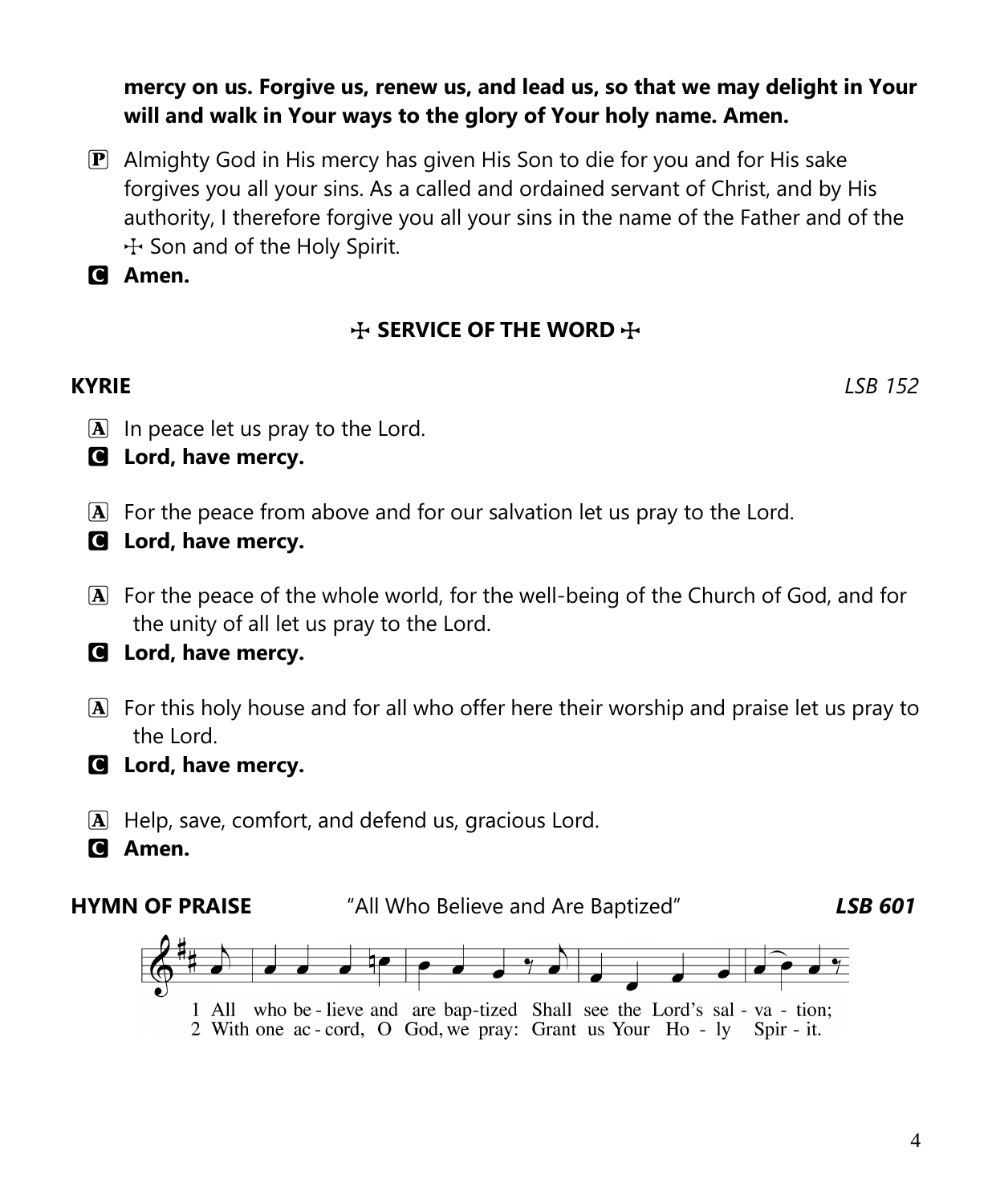**mercy on us. Forgive us, renew us, and lead us, so that we may delight in Your will and walk in Your ways to the glory of Your holy name. Amen.**

P Almighty God in His mercy has given His Son to die for you and for His sake forgives you all your sins. As a called and ordained servant of Christ, and by His authority, I therefore forgive you all your sins in the name of the Father and of the ☩ Son and of the Holy Spirit.

C **Amen.**

## ☩ SERVICE OF THE WORD ☩

**KYRIE** *LSB 152*

A In peace let us pray to the Lord.

C **Lord, have mercy.**

A For the peace from above and for our salvation let us pray to the Lord.

C **Lord, have mercy.**

A For the peace of the whole world, for the well-being of the Church of God, and for the unity of all let us pray to the Lord.

C **Lord, have mercy.**

A For this holy house and for all who offer here their worship and praise let us pray to the Lord.

C **Lord, have mercy.**

A Help, save, comfort, and defend us, gracious Lord.

C **Amen.**

**HYMN OF PRAISE** "All Who Believe and Are Baptized" ***LSB 601***

1 All who be - lieve and are bap-tized Shall see the Lord's sal - va - tion;
2 With one ac - cord, O God, we pray: Grant us Your Ho - ly Spir - it.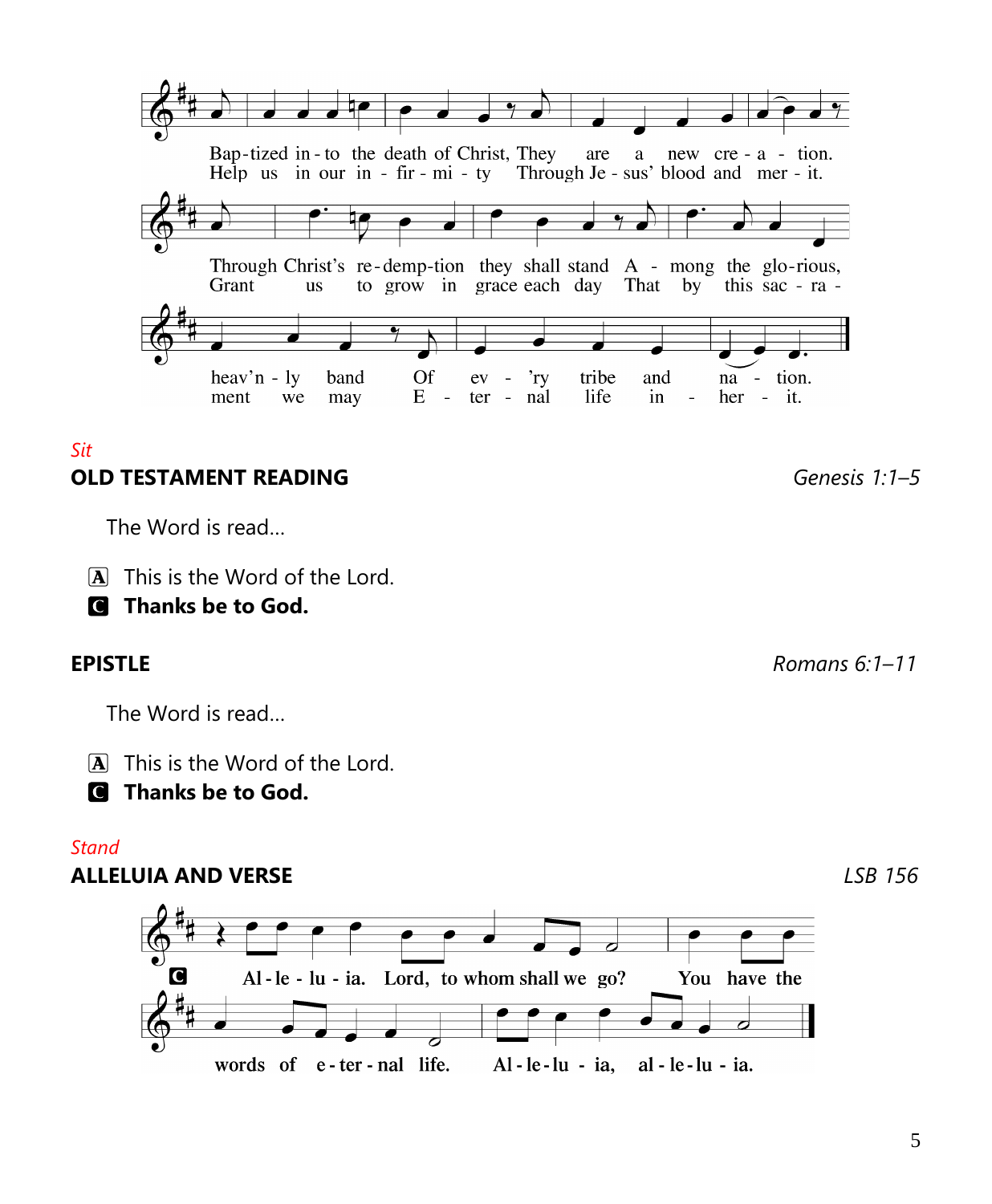Bap-tized in-to the death of Christ, They are a new cre-a-tion.
Help us in our in-fir-mi-ty Through Je-sus' blood and mer-it.

Through Christ's re-demp-tion they shall stand A-mong the glo-rious,
Grant us to grow in grace each day That by this sac-ra-

heav'n-ly band Of ev-'ry tribe and na-tion.
ment we may E-ter-nal life in-her-it.

*Sit*

**OLD TESTAMENT READING** *Genesis 1:1–5*

The Word is read…

A This is the Word of the Lord.

C **Thanks be to God.**

**EPISTLE** *Romans 6:1–11*

The Word is read…

A This is the Word of the Lord.

C **Thanks be to God.**

*Stand*

**ALLELUIA AND VERSE** *LSB 156*

C Al-le-lu-ia. Lord, to whom shall we go? You have the words of e-ter-nal life. Al-le-lu-ia, al-le-lu-ia.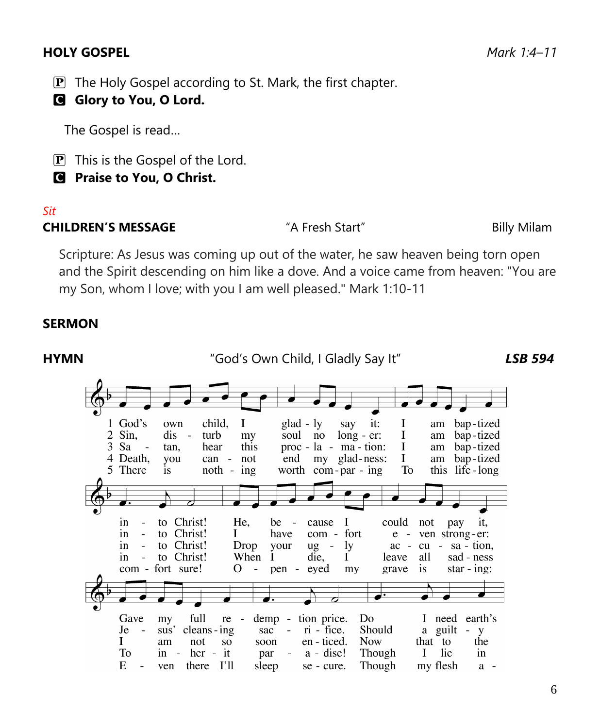**HOLY GOSPEL** *Mark 1:4–11*

P The Holy Gospel according to St. Mark, the first chapter.
**C Glory to You, O Lord.**

The Gospel is read…

P This is the Gospel of the Lord.
**C Praise to You, O Christ.**

*Sit*

**CHILDREN'S MESSAGE** "A Fresh Start" Billy Milam

Scripture: As Jesus was coming up out of the water, he saw heaven being torn open and the Spirit descending on him like a dove. And a voice came from heaven: "You are my Son, whom I love; with you I am well pleased." Mark 1:10-11

**SERMON**

**HYMN** "God's Own Child, I Gladly Say It" ***LSB 594***

1 God's own child, I gladly say it: I am baptized into Christ! He, because I could not pay it, Gave my full redemption price. Do I need earth's

2 Sin, disturb my soul no longer: I am baptized into Christ! I have comfort even stronger: Jesus' cleansing sacrifice. Should a guilty

3 Satan, hear this proclamation: I am baptized into Christ! Drop your ugly accusation, I am not so soon enticed. Now that to the

4 Death, you cannot end my gladness: I am baptized into Christ! When I die, I leave all sadness To inherit paradise! Though I lie in

5 There is nothing worth comparing To this lifelong comfort sure! Open-eyed my grave is staring: Even there I'll sleep secure. Though my flesh a-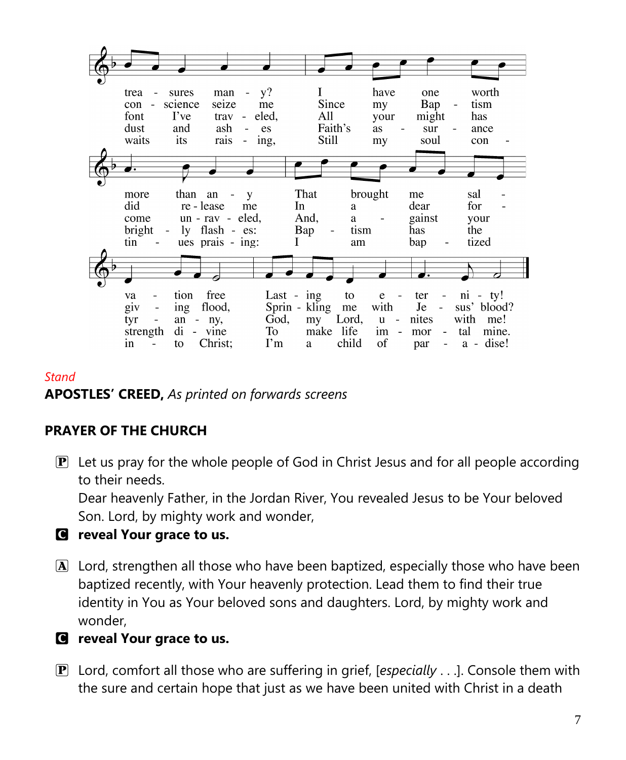trea - sures man - y? I have one worth more than an - y That brought me sal - va - tion free Last - ing to e - ter - ni - ty!
con - science seize me Since my Bap - tism did re - lease me In a dear for - giv - ing flood, Sprin - kling me with Je - sus' blood?
font I've trav - eled, All your might has come un - rav - eled, And, a - gainst your tyr - an - ny, God, my Lord, u - nites with me!
dust and ash - es Faith's as - sur - ance bright - ly flash - es: Bap - tism has the strength di - vine To make life im - mor - tal mine.
waits its rais - ing, Still my soul con - tin - ues prais - ing: I am bap - tized in - to Christ; I'm a child of par - a - dise!

*Stand*

**APOSTLES' CREED,** *As printed on forwards screens*

**PRAYER OF THE CHURCH**

P Let us pray for the whole people of God in Christ Jesus and for all people according to their needs.
Dear heavenly Father, in the Jordan River, You revealed Jesus to be Your beloved Son. Lord, by mighty work and wonder,

C **reveal Your grace to us.**

A Lord, strengthen all those who have been baptized, especially those who have been baptized recently, with Your heavenly protection. Lead them to find their true identity in You as Your beloved sons and daughters. Lord, by mighty work and wonder,

C **reveal Your grace to us.**

P Lord, comfort all those who are suffering in grief, [*especially* . . .]. Console them with the sure and certain hope that just as we have been united with Christ in a death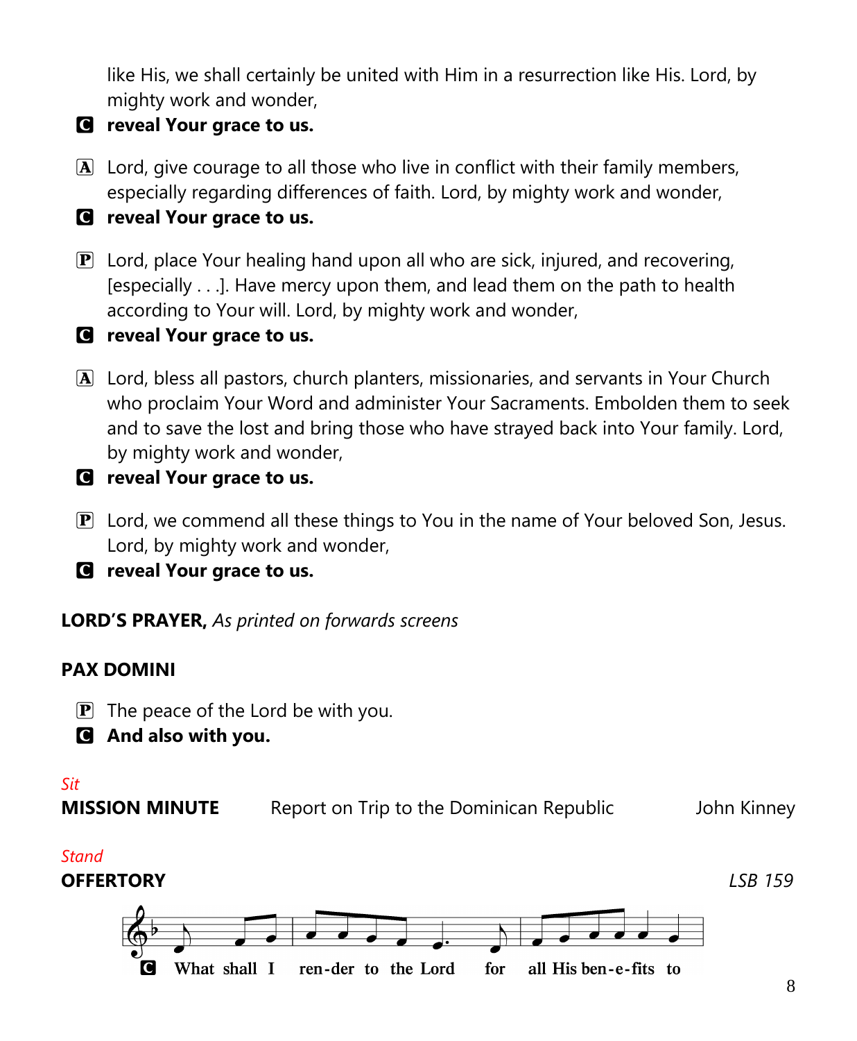like His, we shall certainly be united with Him in a resurrection like His. Lord, by mighty work and wonder,

**C** **reveal Your grace to us.**

A Lord, give courage to all those who live in conflict with their family members, especially regarding differences of faith. Lord, by mighty work and wonder,

**C** **reveal Your grace to us.**

P Lord, place Your healing hand upon all who are sick, injured, and recovering, [especially . . .]. Have mercy upon them, and lead them on the path to health according to Your will. Lord, by mighty work and wonder,

**C** **reveal Your grace to us.**

A Lord, bless all pastors, church planters, missionaries, and servants in Your Church who proclaim Your Word and administer Your Sacraments. Embolden them to seek and to save the lost and bring those who have strayed back into Your family. Lord, by mighty work and wonder,

**C** **reveal Your grace to us.**

P Lord, we commend all these things to You in the name of Your beloved Son, Jesus. Lord, by mighty work and wonder,

**C** **reveal Your grace to us.**

**LORD'S PRAYER,** *As printed on forwards screens*

**PAX DOMINI**

P The peace of the Lord be with you.

**C** **And also with you.**

*Sit*

**MISSION MINUTE** Report on Trip to the Dominican Republic John Kinney

*Stand*

**OFFERTORY** *LSB 159*

**C** What shall I ren-der to the Lord for all His ben-e-fits to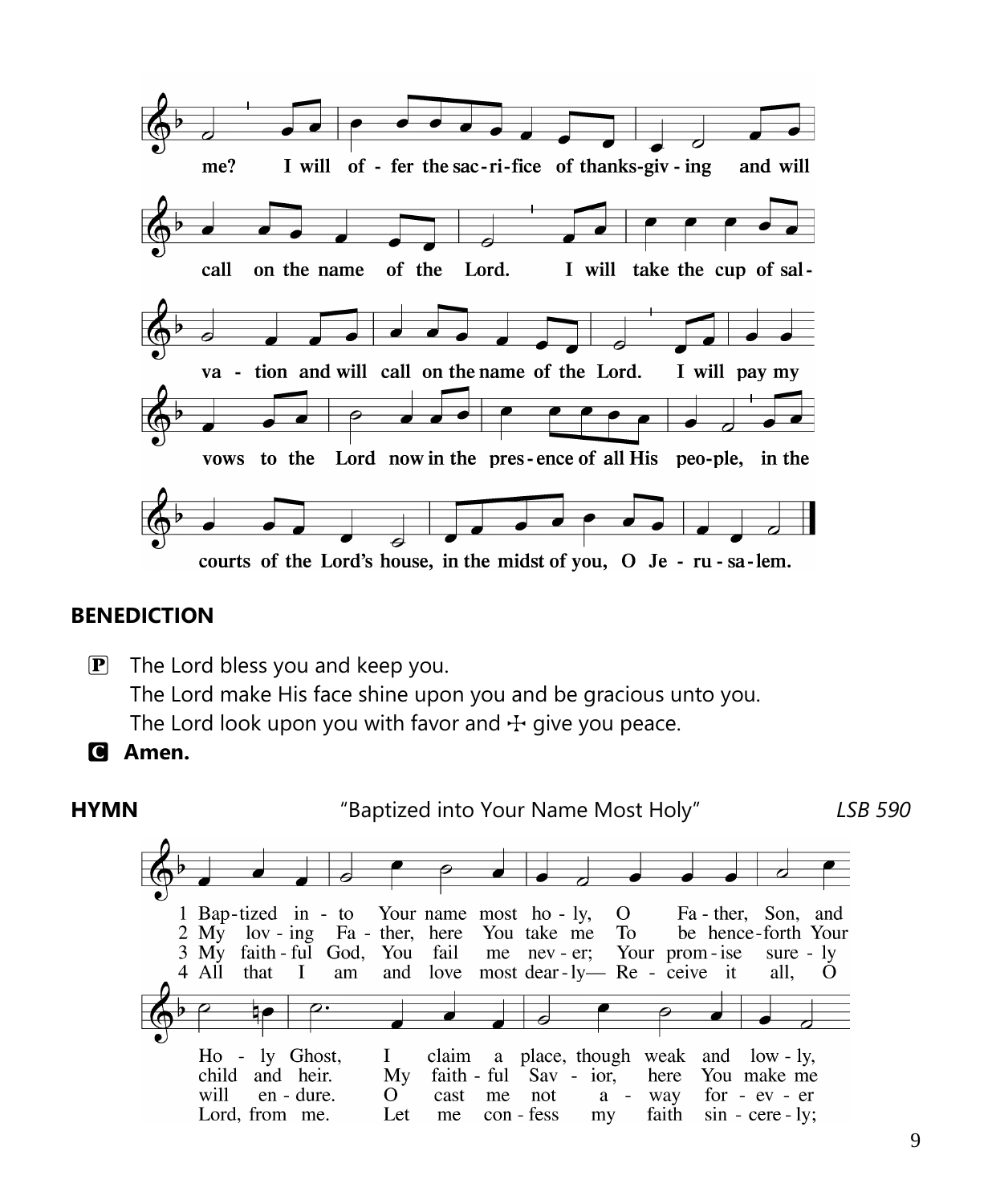me? I will of - fer the sac - ri - fice of thanks - giv - ing and will call on the name of the Lord. I will take the cup of sal - va - tion and will call on the name of the Lord. I will pay my vows to the Lord now in the pres - ence of all His peo - ple, in the courts of the Lord's house, in the midst of you, O Je - ru - sa - lem.

## BENEDICTION

P The Lord bless you and keep you.
The Lord make His face shine upon you and be gracious unto you.
The Lord look upon you with favor and ☩ give you peace.

**C Amen.**

## HYMN "Baptized into Your Name Most Holy" *LSB 590*

1 Bap - tized in - to Your name most ho - ly, O Fa - ther, Son, and Ho - ly Ghost, I claim a place, though weak and low - ly,

2 My lov - ing Fa - ther, here You take me To be hence - forth Your child and heir. My faith - ful Sav - ior, here You make me

3 My faith - ful God, You fail me nev - er; Your prom - ise sure - ly will en - dure. O cast me not a - way for - ev - er

4 All that I am and love most dear - ly— Re - ceive it all, O Lord, from me. Let me con - fess my faith sin - cere - ly;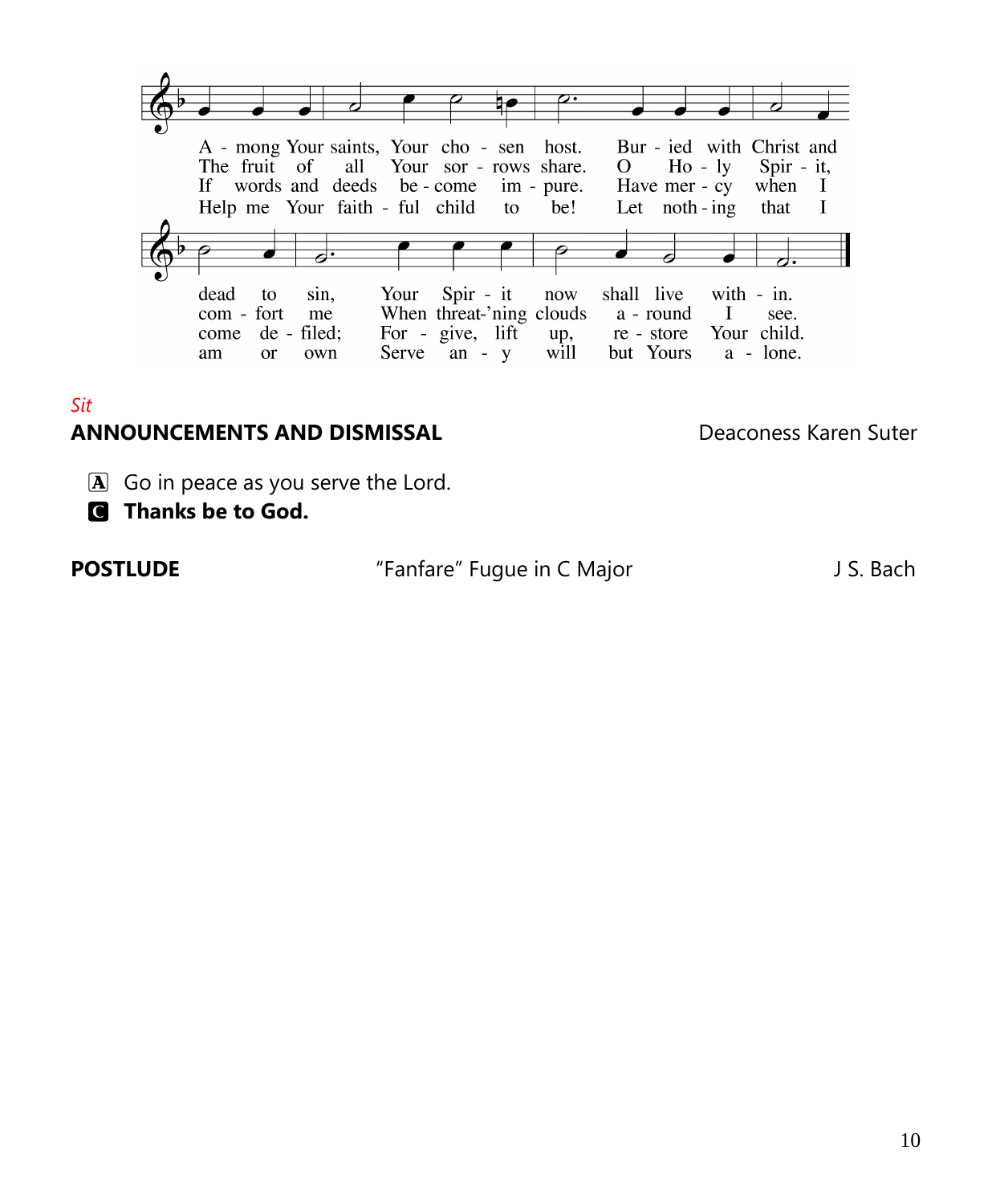A - mong Your saints, Your cho - sen host. Bur - ied with Christ and dead to sin, Your Spir - it now shall live with - in.

The fruit of all Your sor - rows share. O Ho - ly Spir - it, com - fort me When threat-'ning clouds a - round I see.

If words and deeds be - come im - pure. Have mer - cy when I come de - filed; For - give, lift up, re - store Your child.

Help me Your faith - ful child to be! Let noth - ing that I am or own Serve an - y will but Yours a - lone.

*Sit*

**ANNOUNCEMENTS AND DISMISSAL** Deaconess Karen Suter

A Go in peace as you serve the Lord.

C **Thanks be to God.**

**POSTLUDE** "Fanfare" Fugue in C Major J S. Bach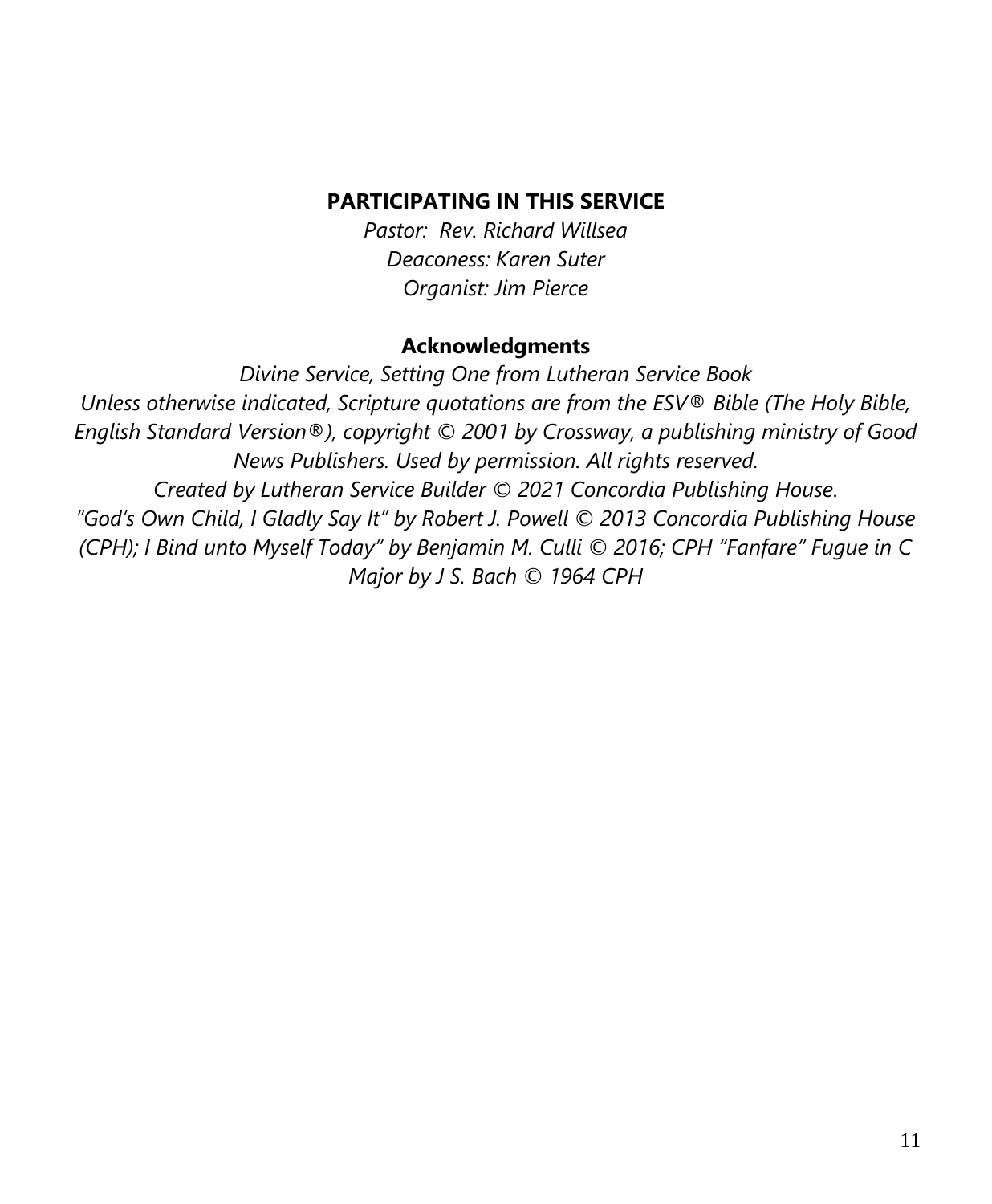## PARTICIPATING IN THIS SERVICE

*Pastor: Rev. Richard Willsea*
*Deaconess: Karen Suter*
*Organist: Jim Pierce*

### Acknowledgments

*Divine Service, Setting One from Lutheran Service Book*
*Unless otherwise indicated, Scripture quotations are from the ESV® Bible (The Holy Bible, English Standard Version®), copyright © 2001 by Crossway, a publishing ministry of Good News Publishers. Used by permission. All rights reserved.*
*Created by Lutheran Service Builder © 2021 Concordia Publishing House.*
*"God's Own Child, I Gladly Say It" by Robert J. Powell © 2013 Concordia Publishing House (CPH); I Bind unto Myself Today" by Benjamin M. Culli © 2016; CPH "Fanfare" Fugue in C Major by J S. Bach © 1964 CPH*